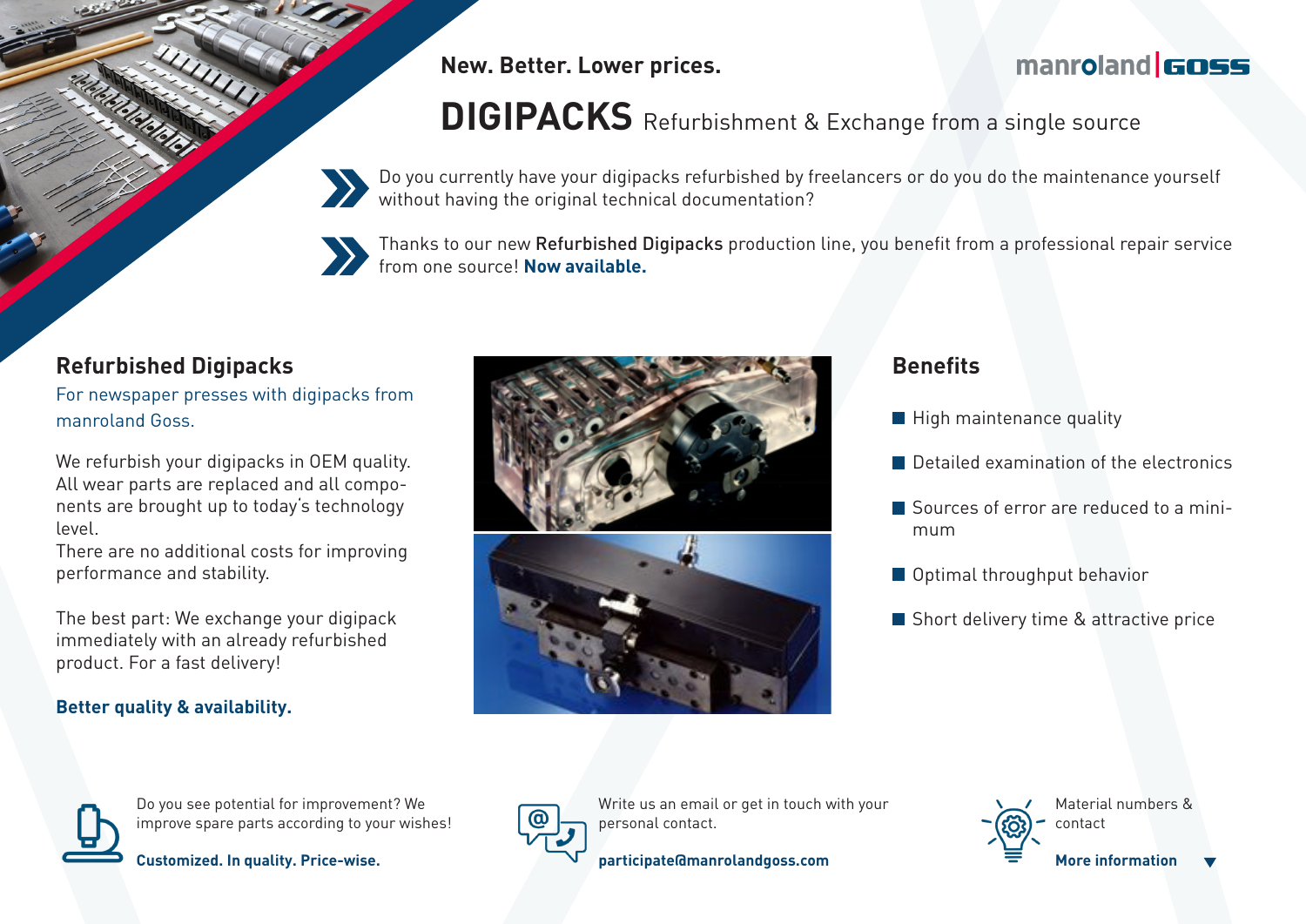**New. Better. Lower prices.**

manroland GOSS

# DIGIPACKS Refurbishment & Exchange from a single source

Do you currently have your digipacks refurbished by freelancers or do you do the maintenance yourself without having the original technical documentation?

Thanks to our new Refurbished Digipacks production line, you benefit from a professional repair service from one source! **Now available.**

## Refurbished Digipacks

For newspaper presses with digipacks from manroland Goss.

We refurbish your digipacks in OEM quality. All wear parts are replaced and all components are brought up to today's technology level.
There are no additional costs for improving performance and stability.

The best part: We exchange your digipack immediately with an already refurbished product. For a fast delivery!

**Better quality & availability.**

## Benefits

- High maintenance quality
- Detailed examination of the electronics
- Sources of error are reduced to a minimum
- Optimal throughput behavior
- Short delivery time & attractive price

Do you see potential for improvement? We improve spare parts according to your wishes!

**Customized. In quality. Price-wise.**

Write us an email or get in touch with your personal contact.

**participate@manrolandgoss.com**

Material numbers & contact

**More information**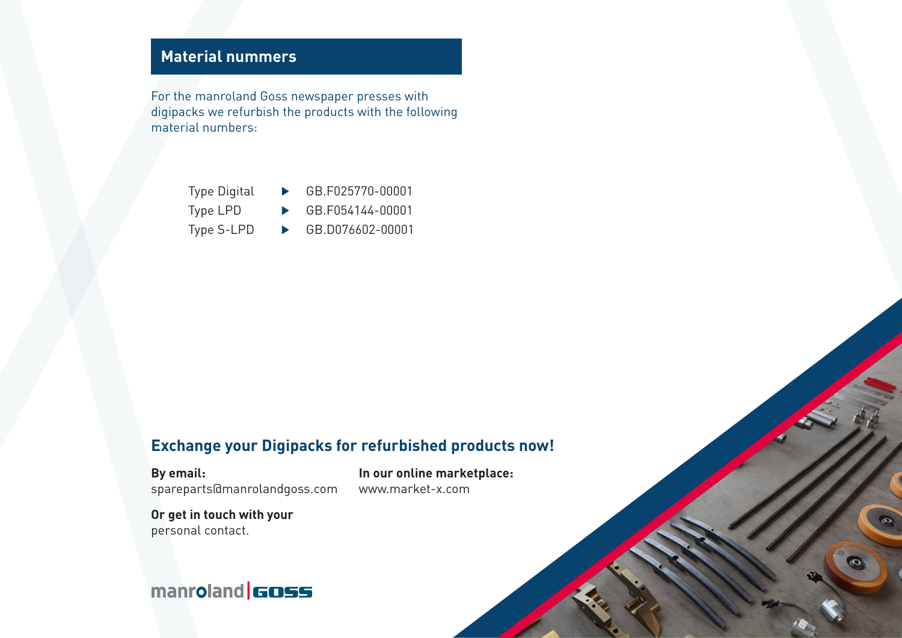## Material nummers

For the manroland Goss newspaper presses with digipacks we refurbish the products with the following material numbers:

- Type Digital ▶ GB.F025770-00001
- Type LPD ▶ GB.F054144-00001
- Type S-LPD ▶ GB.D076602-00001

## Exchange your Digipacks for refurbished products now!

**By email:**
spareparts@manrolandgoss.com

**In our online marketplace:**
www.market-x.com

**Or get in touch with your**
personal contact.

manroland | GOSS